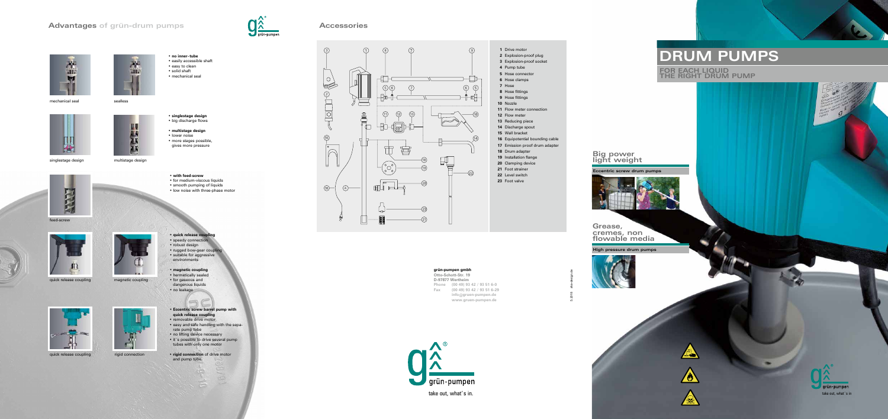## Advantages of grün-drum pumps

mechanical seal

sealless

- **no inner-tube**
- easily accessible shaft
- easy to clean
- solid shaft
- mechanical seal

singlestage design

multistage design

- **singlestage design**
- big discharge flows
- **multistage design**
- lower noise
- more stages possible, gives more pressure

feed-screw

- **with feed-screw**
- for medium-viscous liquids
- smooth pumping of liquids
- low noise with three-phase motor

quick release coupling

magnetic coupling

- **quick release coupling**
- speedy connection
- robust design
- rugged bow-gear coupling
- suitable for aggressive environments
- **magnetic coupling**
- hermetically sealed
- for gaseous and dangerous liquids
- no leakage

quick release coupling

rigid connection

- **Eccentric screw barrel pump with quick release coupling**
- removable drive motor
- easy and safe handling with the separate pump tube
- no lifting device necessary
- it´s possible to drive several pump tubes with only one motor
- **rigid connection** of drive motor and pump tube

## Accessories

1. Drive motor
2. Explosion-proof plug
3. Explosion-proof socket
4. Pump tube
5. Hose connector
6. Hose clamps
7. Hose
8. Hose fittings
9. Hose fittings
10. Nozzle
11. Flow meter connection
12. Flow meter
13. Reducing piece
14. Discharge spout
15. Wall bracket
16. Equipotential bounding cable
17. Emission proof drum adapter
18. Drum adapter
19. Installation flange
20. Clamping device
21. Foot strainer
22. Level switch
23. Foot valve

**grün-pumpen gmbh**
Otto-Schott-Str. 19
D-97877 Wertheim
Phone (00 49) 93 42 / 93 51 6-0
Fax (00 49) 93 42 / 93 51 6-29
info@gruen-pumpen.de
www.gruen-pumpen.de

5.2010 · dhe-design.de

grün-pumpen

take out, what´s in.

# DRUM PUMPS

## FOR EACH LIQUID THE RIGHT DRUM PUMP

### Big power light weight

**Eccentric screw drum pumps**

### Grease, cremes, non flowable media

**High pressure drum pumps**

grün-pumpen

take out, what´s in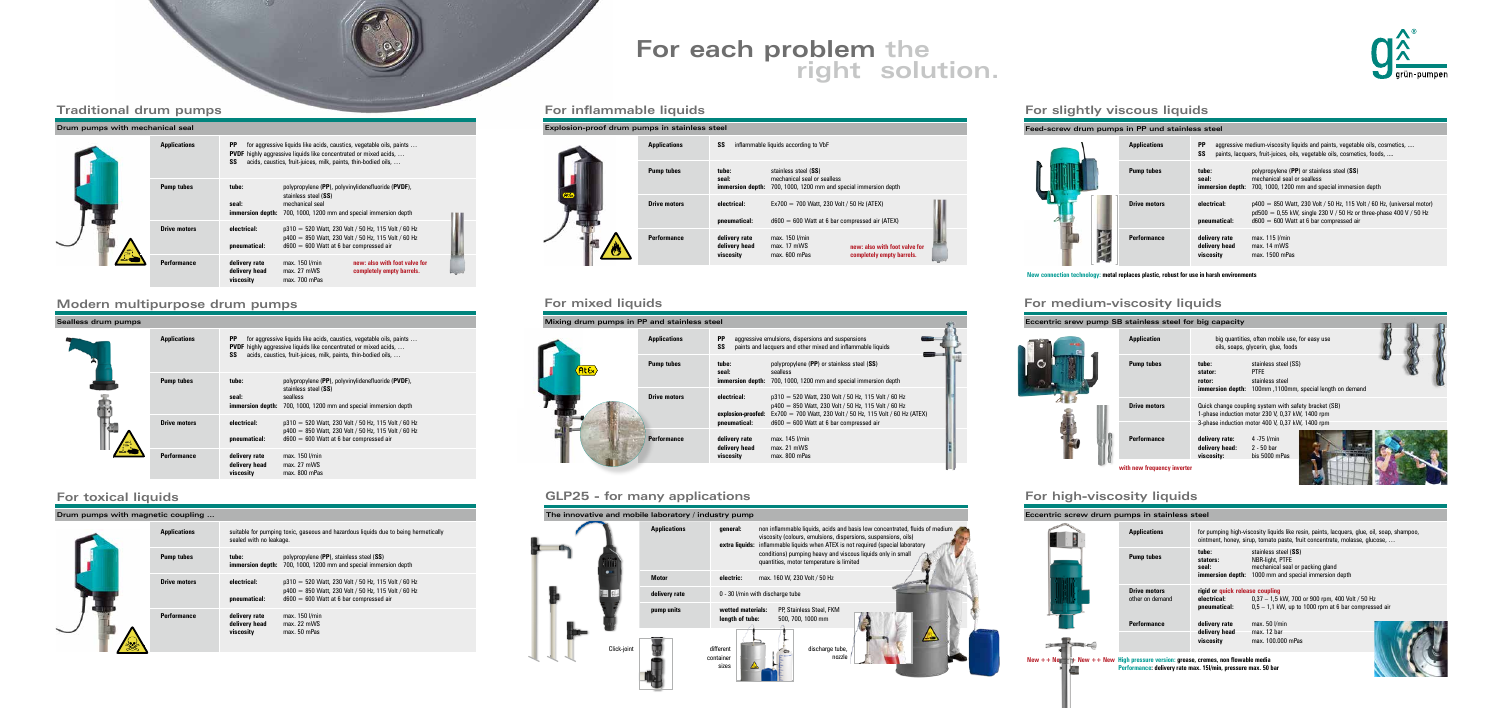# For each problem the right solution.

## Traditional drum pumps

### Drum pumps with mechanical seal

| | | |
|---|---|---|
| **Applications** | **PP** for aggressive liquids like acids, caustics, vegetable oils, paints … **PVDF** highly aggressive liquids like concentrated or mixed acids, … **SS** acids, caustics, fruit-juices, milk, paints, thin-bodied oils, … | |
| **Pump tubes** | **tube:** | polypropylene (**PP**), polyvinylidenefluoride (**PVDF**), stainless steel (**SS**) |
| | **seal:** | mechanical seal |
| | **immersion depth:** | 700, 1000, 1200 mm and special immersion depth |
| **Drive motors** | **electrical:** | p310 = 520 Watt, 230 Volt / 50 Hz, 115 Volt / 60 Hz; p400 = 850 Watt, 230 Volt / 50 Hz, 115 Volt / 60 Hz |
| | **pneumatical:** | d600 = 600 Watt at 6 bar compressed air |
| **Performance** | **delivery rate** | max. 150 l/min |
| | **delivery head** | max. 27 mWS |
| | **viscosity** | max. 700 mPas |

**new: also with foot valve for completely empty barrels.**

## Modern multipurpose drum pumps

### Sealless drum pumps

| | | |
|---|---|---|
| **Applications** | **PP** for aggressive liquids like acids, caustics, vegetable oils, paints … **PVDF** highly aggressive liquids like concentrated or mixed acids, … **SS** acids, caustics, fruit-juices, milk, paints, thin-bodied oils, … | |
| **Pump tubes** | **tube:** | polypropylene (**PP**), polyvinylidenefluoride (**PVDF**), stainless steel (**SS**) |
| | **seal:** | sealless |
| | **immersion depth:** | 700, 1000, 1200 mm and special immersion depth |
| **Drive motors** | **electrical:** | p310 = 520 Watt, 230 Volt / 50 Hz, 115 Volt / 60 Hz; p400 = 850 Watt, 230 Volt / 50 Hz, 115 Volt / 60 Hz |
| | **pneumatical:** | d600 = 600 Watt at 6 bar compressed air |
| **Performance** | **delivery rate** | max. 150 l/min |
| | **delivery head** | max. 27 mWS |
| | **viscosity** | max. 800 mPas |

## For toxical liquids

### Drum pumps with magnetic coupling …

| | | |
|---|---|---|
| **Applications** | suitable for pumping toxic, gaseous and hazardous liquids due to being hermetically sealed with no leakage. | |
| **Pump tubes** | **tube:** | polypropylene (**PP**), stainless steel (**SS**) |
| | **immersion depth:** | 700, 1000, 1200 mm and special immersion depth |
| **Drive motors** | **electrical:** | p310 = 520 Watt, 230 Volt / 50 Hz, 115 Volt / 60 Hz; p400 = 850 Watt, 230 Volt / 50 Hz, 115 Volt / 60 Hz |
| | **pneumatical:** | d600 = 600 Watt at 6 bar compressed air |
| **Performance** | **delivery rate** | max. 150 l/min |
| | **delivery head** | max. 22 mWS |
| | **viscosity** | max. 50 mPas |

## For inflammable liquids

### Explosion-proof drum pumps in stainless steel

| | | |
|---|---|---|
| **Applications** | **SS** inflammable liquids according to VbF | |
| **Pump tubes** | **tube:** | stainless steel (**SS**) |
| | **seal:** | mechanical seal or sealless |
| | **immersion depth:** | 700, 1000, 1200 mm and special immersion depth |
| **Drive motors** | **electrical:** | Ex700 = 700 Watt, 230 Volt (ATEX) |
| | **pneumatical:** | d600 = 600 Watt at 6 bar compressed air (ATEX) |
| **Performance** | **delivery rate** | max. 150 l/min |
| | **delivery head** | max. 17 mWS |
| | **viscosity** | max. 600 mPas |

**new: also with foot valve for completely empty barrels.**

## For mixed liquids

### Mixing drum pumps in PP and stainless steel

| | | |
|---|---|---|
| **Applications** | **PP** aggressive emulsions, dispersions and suspensions **SS** paints and lacquers and other mixed and inflammable liquids | |
| **Pump tubes** | **tube:** | polypropylene (**PP**) or stainless steel (**SS**) |
| | **seal:** | sealless |
| | **immersion depth:** | 700, 1000, 1200 mm and special immersion depth |
| **Drive motors** | **electrical:** | p310 = 520 Watt, 230 Volt / 50 Hz, 115 Volt / 60 Hz; p400 = 850 Watt, 230 Volt / 50 Hz, 115 Volt / 60 Hz |
| | **explosion-proofed:** | Ex700 = 700 Watt, 230 Volt / 50 Hz, 115 Volt / 60 Hz (ATEX) |
| | **pneumatical:** | d600 = 600 Watt at 6 bar compressed air |
| **Performance** | **delivery rate** | max. 145 l/min |
| | **delivery head** | max. 21 mWS |
| | **viscosity** | max. 800 mPas |

## GLP25 - for many applications

### The innovative and mobile laboratory / industry pump

| | | |
|---|---|---|
| **Applications** | **general:** | non inflammable liquids, acids and basis low concentrated, fluids of medium viscosity (colours, emulsions, dispersions, suspensions, oils) |
| | **extra liquids:** | inflammable liquids when ATEX is not required (special laboratory conditions) pumping heavy and viscous liquids only in small quantities, motor temperature is limited |
| **Motor** | **electric:** | max. 160 W, 230 Volt / 50 Hz |
| **delivery rate** | 0 - 30 l/min with discharge tube | |
| **pump units** | **wetted materials:** | PP, Stainless Steel, FKM |
| | **length of tube:** | 500, 700, 1000 mm |

Click-joint

different container sizes

discharge tube, nozzle

## For slightly viscous liquids

### Feed-screw drum pumps in PP und stainless steel

| | | |
|---|---|---|
| **Applications** | **PP** aggressive medium-viscosity liquids and paints, vegetable oils, cosmetics, … **SS** paints, lacquers, fruit-juices, oils, vegetable oils, cosmetics, foods, … | |
| **Pump tubes** | **tube:** | polypropylene (**PP**) or stainless steel (**SS**) |
| | **seal:** | mechanical seal or sealless |
| | **immersion depth:** | 700, 1000, 1200 mm and special immersion depth |
| **Drive motors** | **electrical:** | p400 = 850 Watt, 230 Volt / 50 Hz, 115 Volt / 60 Hz, (universal motor) p0500 = 0,55 kW, single 230 V / 50 Hz or three-phase 400 V / 50 Hz |
| | **pneumatical:** | d600 = 600 Watt at 6 bar compressed air |
| **Performance** | **delivery rate** | max. 115 l/min |
| | **delivery head** | max. 14 mWS |
| | **viscosity** | max. 1500 mPas |

**New connection technology: metal replaces plastic, robust for use in harsh environments**

## For medium-viscosity liquids

### Eccentric srew pump SB stainless steel for big capacity

| | | |
|---|---|---|
| **Application** | big quantities, often mobile use, for easy use oils, soaps, glycerin, glue, foods | |
| **Pump tubes** | **tube:** | stainless steel (SS) |
| | **stator:** | PTFE |
| | **rotor:** | stainless steel |
| | **immersion depth:** | 100mm ,1100mm, special length on demand |
| **Drive motors** | Quick change coupling system with safety bracket (SB) 1-phase induction motor 230 V, 0,37 kW, 1400 rpm 3-phase induction motor 400 V, 0,37 kW, 1400 rpm | |
| **Performance** | **delivery rate:** | 4 -75 l/min |
| | **delivery head:** | 2 - 50 bar |
| | **viscosity:** | bis 5000 mPas |

**with new frequency inverter**

## For high-viscosity liquids

### Eccentric screw drum pumps in stainless steel

| | | |
|---|---|---|
| **Applications** | for pumping high-viscosity liquids like resin, paints, lacquers, glue, oil, soap, shampoo, ointment, honey, sirup, tomato paste, fruit concentrate, molasse, glucose, … | |
| **Pump tubes** | **tube:** | stainless steel (**SS**) |
| | **stators:** | NBR-light, PTFE |
| | **seal:** | mechanical seal or packing gland |
| | **immersion depth:** | 1000 mm and special immersion depth |
| **Drive motors** other on demand | **rigid or quick release coupling** | |
| | **electrical:** | 0,37 – 1,5 kW, 700 or 900 rpm, 400 Volt / 50 Hz |
| | **pneumatical:** | 0,5 – 1,1 kW, up to 1000 rpm at 6 bar compressed air |
| **Performance** | **delivery rate** | max. 50 l/min |
| | **delivery head** | max. 12 bar |
| | **viscosity** | max. 100.000 mPas |

**New ++ New ++ New High pressure version: grease, cremes, non flowable media**
**Performance: delivery rate max. 15l/min, pressure max. 50 bar**